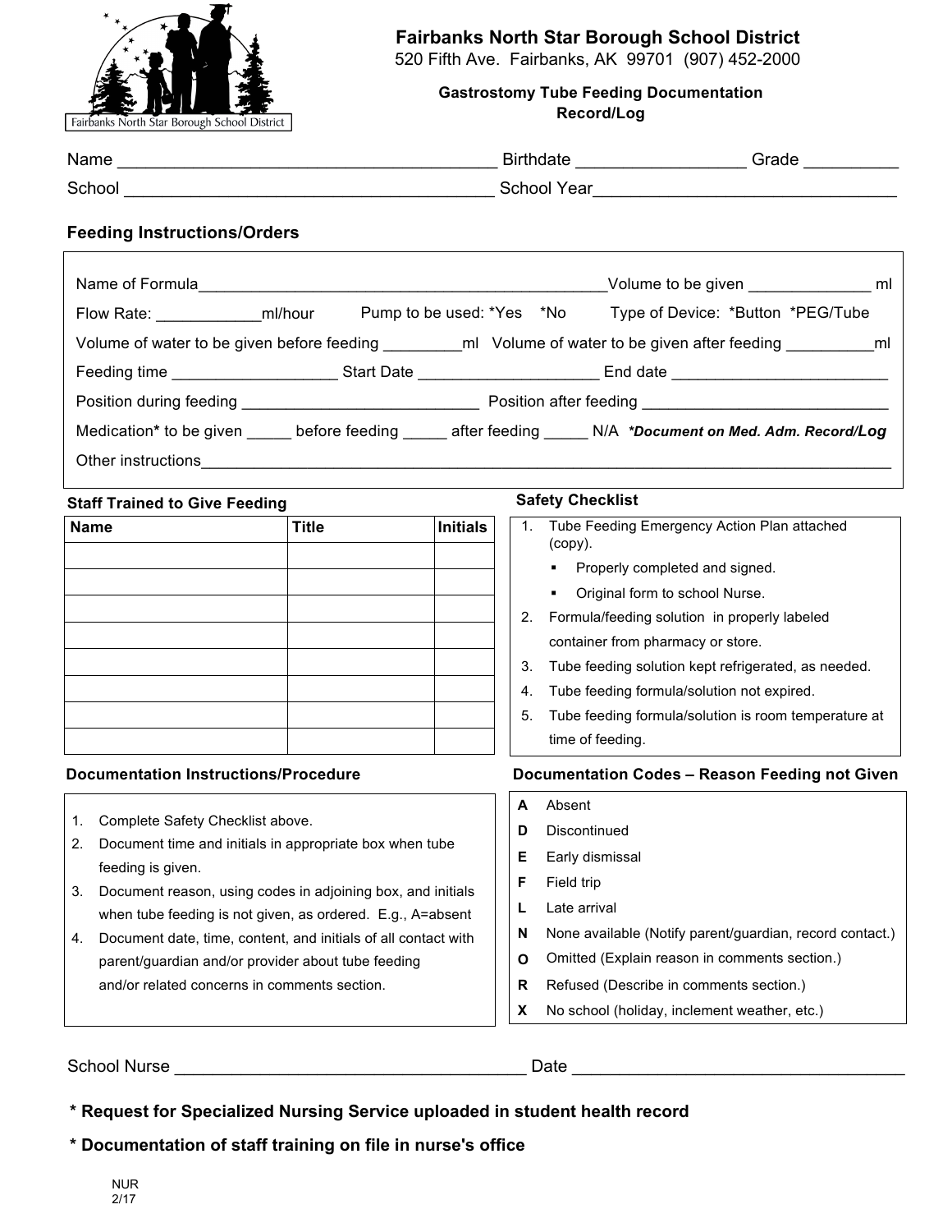# Fairbanks North Star Borough School District

520 Fifth Ave. Fairbanks, AK 99701 (907) 452-2000

**Gastrostomy Tube Feeding Documentation Record/Log**

Name ______________________________________ Birthdate ________________ Grade _________

School _____________________________________ School Year______________________________

## Feeding Instructions/Orders

Name of Formula_____________________________________________Volume to be given _____________ ml

Flow Rate: ___________ml/hour   Pump to be used: *Yes  *No   Type of Device: *Button *PEG/Tube

Volume of water to be given before feeding ________ml  Volume of water to be given after feeding _________ml

Feeding time _________________ Start Date ___________________ End date ______________________

Position during feeding _________________________ Position after feeding __________________________

Medication* to be given _____ before feeding _____ after feeding _____ N/A ***Document on Med. Adm. Record/Log***

Other instructions_________________________________________________________________________

### Staff Trained to Give Feeding

| Name | Title | Initials |
|---|---|---|
| | | |
| | | |
| | | |
| | | |
| | | |
| | | |
| | | |
| | | |

### Safety Checklist

1. Tube Feeding Emergency Action Plan attached (copy).
   - Properly completed and signed.
   - Original form to school Nurse.
2. Formula/feeding solution in properly labeled container from pharmacy or store.
3. Tube feeding solution kept refrigerated, as needed.
4. Tube feeding formula/solution not expired.
5. Tube feeding formula/solution is room temperature at time of feeding.

### Documentation Instructions/Procedure

1. Complete Safety Checklist above.
2. Document time and initials in appropriate box when tube feeding is given.
3. Document reason, using codes in adjoining box, and initials when tube feeding is not given, as ordered. E.g., A=absent
4. Document date, time, content, and initials of all contact with parent/guardian and/or provider about tube feeding and/or related concerns in comments section.

### Documentation Codes – Reason Feeding not Given

| Code | Reason |
|---|---|
| **A** | Absent |
| **D** | Discontinued |
| **E** | Early dismissal |
| **F** | Field trip |
| **L** | Late arrival |
| **N** | None available (Notify parent/guardian, record contact.) |
| **O** | Omitted (Explain reason in comments section.) |
| **R** | Refused (Describe in comments section.) |
| **X** | No school (holiday, inclement weather, etc.) |

School Nurse __________________________________ Date _________________________________

**\* Request for Specialized Nursing Service uploaded in student health record**

**\* Documentation of staff training on file in nurse's office**

NUR
2/17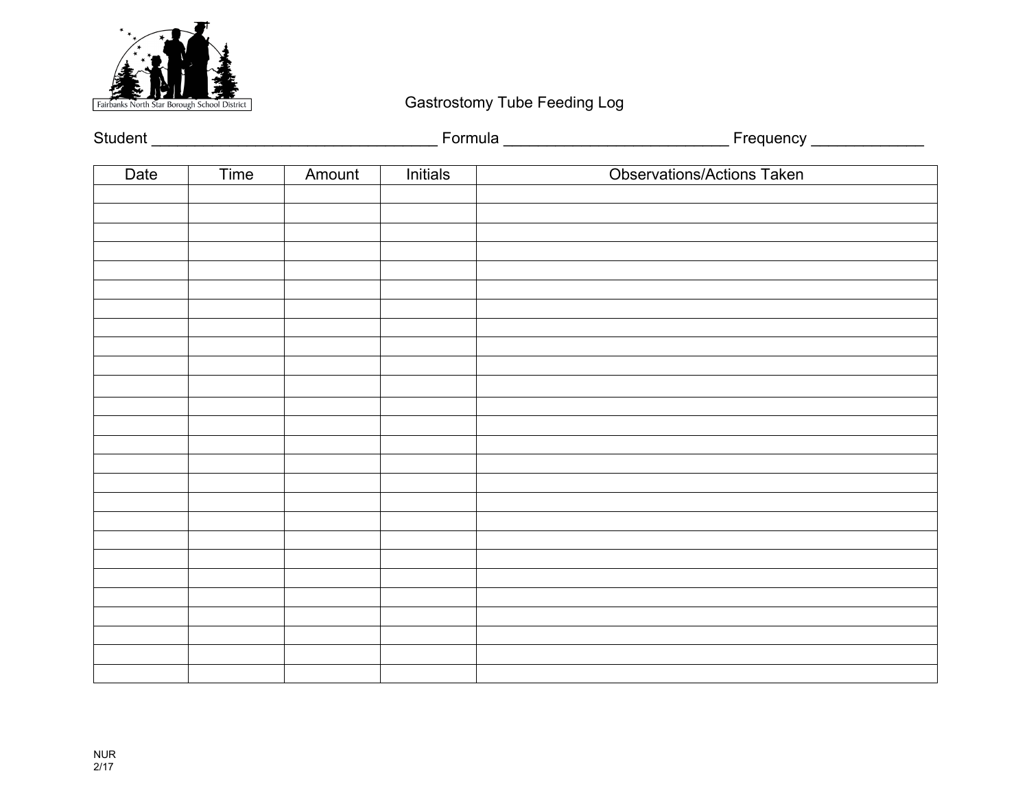Fairbanks North Star Borough School District

# Gastrostomy Tube Feeding Log

Student ________________________________ Formula _________________________ Frequency ____________

| Date | Time | Amount | Initials | Observations/Actions Taken |
|---|---|---|---|---|
| | | | | |
| | | | | |
| | | | | |
| | | | | |
| | | | | |
| | | | | |
| | | | | |
| | | | | |
| | | | | |
| | | | | |
| | | | | |
| | | | | |
| | | | | |
| | | | | |
| | | | | |
| | | | | |
| | | | | |
| | | | | |
| | | | | |
| | | | | |
| | | | | |
| | | | | |
| | | | | |
| | | | | |
| | | | | |
| | | | | |

NUR
2/17